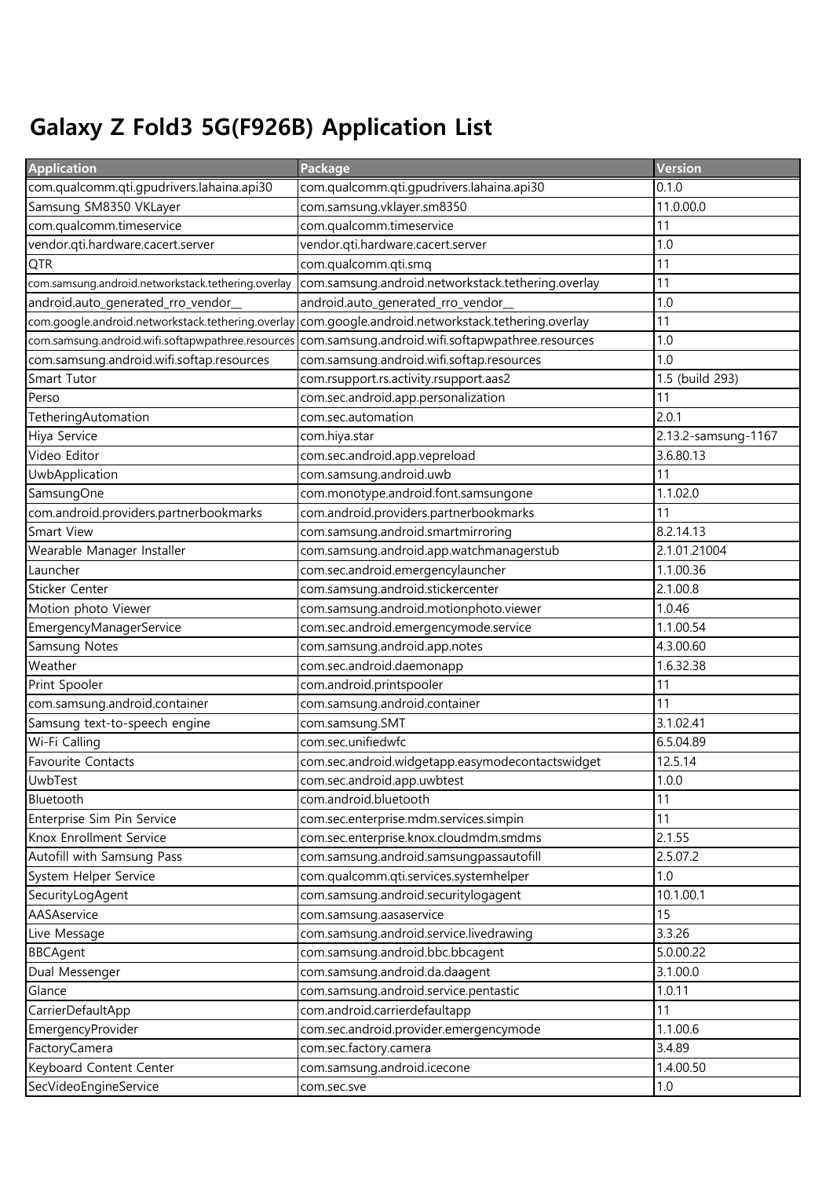# Galaxy Z Fold3 5G(F926B) Application List

| Application | Package | Version |
|---|---|---|
| com.qualcomm.qti.gpudrivers.lahaina.api30 | com.qualcomm.qti.gpudrivers.lahaina.api30 | 0.1.0 |
| Samsung SM8350 VKLayer | com.samsung.vklayer.sm8350 | 11.0.00.0 |
| com.qualcomm.timeservice | com.qualcomm.timeservice | 11 |
| vendor.qti.hardware.cacert.server | vendor.qti.hardware.cacert.server | 1.0 |
| QTR | com.qualcomm.qti.smq | 11 |
| com.samsung.android.networkstack.tethering.overlay | com.samsung.android.networkstack.tethering.overlay | 11 |
| android.auto_generated_rro_vendor__ | android.auto_generated_rro_vendor__ | 1.0 |
| com.google.android.networkstack.tethering.overlay | com.google.android.networkstack.tethering.overlay | 11 |
| com.samsung.android.wifi.softapwpathree.resources | com.samsung.android.wifi.softapwpathree.resources | 1.0 |
| com.samsung.android.wifi.softap.resources | com.samsung.android.wifi.softap.resources | 1.0 |
| Smart Tutor | com.rsupport.rs.activity.rsupport.aas2 | 1.5 (build 293) |
| Perso | com.sec.android.app.personalization | 11 |
| TetheringAutomation | com.sec.automation | 2.0.1 |
| Hiya Service | com.hiya.star | 2.13.2-samsung-1167 |
| Video Editor | com.sec.android.app.vepreload | 3.6.80.13 |
| UwbApplication | com.samsung.android.uwb | 11 |
| SamsungOne | com.monotype.android.font.samsungone | 1.1.02.0 |
| com.android.providers.partnerbookmarks | com.android.providers.partnerbookmarks | 11 |
| Smart View | com.samsung.android.smartmirroring | 8.2.14.13 |
| Wearable Manager Installer | com.samsung.android.app.watchmanagerstub | 2.1.01.21004 |
| Launcher | com.sec.android.emergencylauncher | 1.1.00.36 |
| Sticker Center | com.samsung.android.stickercenter | 2.1.00.8 |
| Motion photo Viewer | com.samsung.android.motionphoto.viewer | 1.0.46 |
| EmergencyManagerService | com.sec.android.emergencymode.service | 1.1.00.54 |
| Samsung Notes | com.samsung.android.app.notes | 4.3.00.60 |
| Weather | com.sec.android.daemonapp | 1.6.32.38 |
| Print Spooler | com.android.printspooler | 11 |
| com.samsung.android.container | com.samsung.android.container | 11 |
| Samsung text-to-speech engine | com.samsung.SMT | 3.1.02.41 |
| Wi-Fi Calling | com.sec.unifiedwfc | 6.5.04.89 |
| Favourite Contacts | com.sec.android.widgetapp.easymodecontactswidget | 12.5.14 |
| UwbTest | com.sec.android.app.uwbtest | 1.0.0 |
| Bluetooth | com.android.bluetooth | 11 |
| Enterprise Sim Pin Service | com.sec.enterprise.mdm.services.simpin | 11 |
| Knox Enrollment Service | com.sec.enterprise.knox.cloudmdm.smdms | 2.1.55 |
| Autofill with Samsung Pass | com.samsung.android.samsungpassautofill | 2.5.07.2 |
| System Helper Service | com.qualcomm.qti.services.systemhelper | 1.0 |
| SecurityLogAgent | com.samsung.android.securitylogagent | 10.1.00.1 |
| AASAservice | com.samsung.aasaservice | 15 |
| Live Message | com.samsung.android.service.livedrawing | 3.3.26 |
| BBCAgent | com.samsung.android.bbc.bbcagent | 5.0.00.22 |
| Dual Messenger | com.samsung.android.da.daagent | 3.1.00.0 |
| Glance | com.samsung.android.service.pentastic | 1.0.11 |
| CarrierDefaultApp | com.android.carrierdefaultapp | 11 |
| EmergencyProvider | com.sec.android.provider.emergencymode | 1.1.00.6 |
| FactoryCamera | com.sec.factory.camera | 3.4.89 |
| Keyboard Content Center | com.samsung.android.icecone | 1.4.00.50 |
| SecVideoEngineService | com.sec.sve | 1.0 |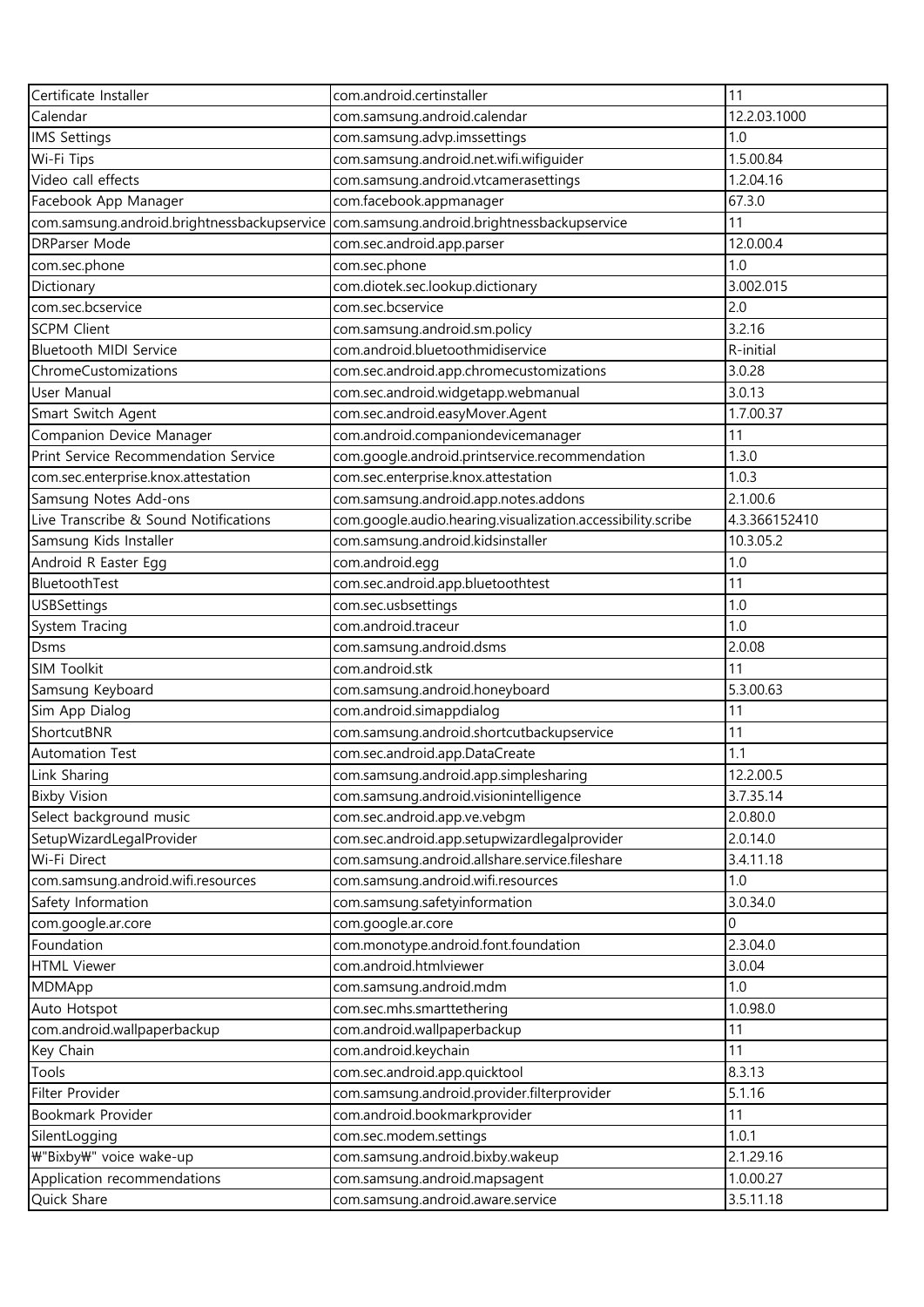| Certificate Installer | com.android.certinstaller | 11 |
|---|---|---|
| Calendar | com.samsung.android.calendar | 12.2.03.1000 |
| IMS Settings | com.samsung.advp.imssettings | 1.0 |
| Wi-Fi Tips | com.samsung.android.net.wifi.wifiguider | 1.5.00.84 |
| Video call effects | com.samsung.android.vtcamerasettings | 1.2.04.16 |
| Facebook App Manager | com.facebook.appmanager | 67.3.0 |
| com.samsung.android.brightnessbackupservice | com.samsung.android.brightnessbackupservice | 11 |
| DRParser Mode | com.sec.android.app.parser | 12.0.00.4 |
| com.sec.phone | com.sec.phone | 1.0 |
| Dictionary | com.diotek.sec.lookup.dictionary | 3.002.015 |
| com.sec.bcservice | com.sec.bcservice | 2.0 |
| SCPM Client | com.samsung.android.sm.policy | 3.2.16 |
| Bluetooth MIDI Service | com.android.bluetoothmidiservice | R-initial |
| ChromeCustomizations | com.sec.android.app.chromecustomizations | 3.0.28 |
| User Manual | com.sec.android.widgetapp.webmanual | 3.0.13 |
| Smart Switch Agent | com.sec.android.easyMover.Agent | 1.7.00.37 |
| Companion Device Manager | com.android.companiondevicemanager | 11 |
| Print Service Recommendation Service | com.google.android.printservice.recommendation | 1.3.0 |
| com.sec.enterprise.knox.attestation | com.sec.enterprise.knox.attestation | 1.0.3 |
| Samsung Notes Add-ons | com.samsung.android.app.notes.addons | 2.1.00.6 |
| Live Transcribe & Sound Notifications | com.google.audio.hearing.visualization.accessibility.scribe | 4.3.366152410 |
| Samsung Kids Installer | com.samsung.android.kidsinstaller | 10.3.05.2 |
| Android R Easter Egg | com.android.egg | 1.0 |
| BluetoothTest | com.sec.android.app.bluetoothtest | 11 |
| USBSettings | com.sec.usbsettings | 1.0 |
| System Tracing | com.android.traceur | 1.0 |
| Dsms | com.samsung.android.dsms | 2.0.08 |
| SIM Toolkit | com.android.stk | 11 |
| Samsung Keyboard | com.samsung.android.honeyboard | 5.3.00.63 |
| Sim App Dialog | com.android.simappdialog | 11 |
| ShortcutBNR | com.samsung.android.shortcutbackupservice | 11 |
| Automation Test | com.sec.android.app.DataCreate | 1.1 |
| Link Sharing | com.samsung.android.app.simplesharing | 12.2.00.5 |
| Bixby Vision | com.samsung.android.visionintelligence | 3.7.35.14 |
| Select background music | com.sec.android.app.ve.vebgm | 2.0.80.0 |
| SetupWizardLegalProvider | com.sec.android.app.setupwizardlegalprovider | 2.0.14.0 |
| Wi-Fi Direct | com.samsung.android.allshare.service.fileshare | 3.4.11.18 |
| com.samsung.android.wifi.resources | com.samsung.android.wifi.resources | 1.0 |
| Safety Information | com.samsung.safetyinformation | 3.0.34.0 |
| com.google.ar.core | com.google.ar.core | 0 |
| Foundation | com.monotype.android.font.foundation | 2.3.04.0 |
| HTML Viewer | com.android.htmlviewer | 3.0.04 |
| MDMApp | com.samsung.android.mdm | 1.0 |
| Auto Hotspot | com.sec.mhs.smarttethering | 1.0.98.0 |
| com.android.wallpaperbackup | com.android.wallpaperbackup | 11 |
| Key Chain | com.android.keychain | 11 |
| Tools | com.sec.android.app.quicktool | 8.3.13 |
| Filter Provider | com.samsung.android.provider.filterprovider | 5.1.16 |
| Bookmark Provider | com.android.bookmarkprovider | 11 |
| SilentLogging | com.sec.modem.settings | 1.0.1 |
| ₩"Bixby₩" voice wake-up | com.samsung.android.bixby.wakeup | 2.1.29.16 |
| Application recommendations | com.samsung.android.mapsagent | 1.0.00.27 |
| Quick Share | com.samsung.android.aware.service | 3.5.11.18 |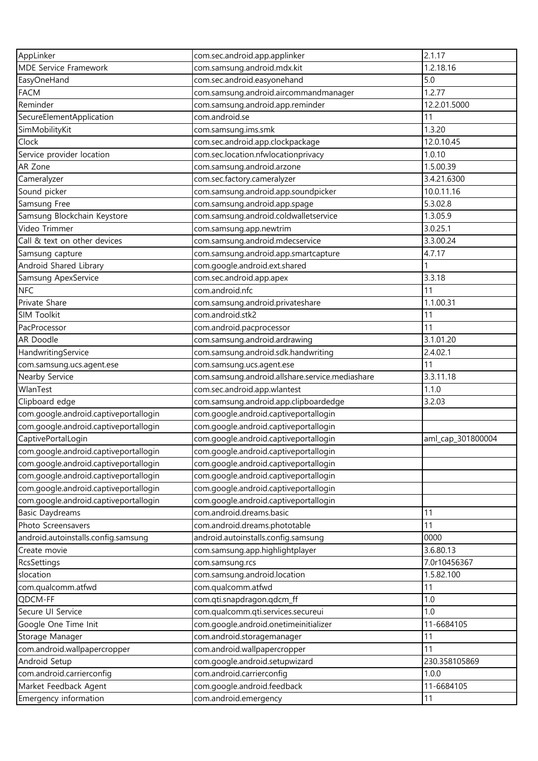| AppLinker | com.sec.android.app.applinker | 2.1.17 |
|---|---|---|
| MDE Service Framework | com.samsung.android.mdx.kit | 1.2.18.16 |
| EasyOneHand | com.sec.android.easyonehand | 5.0 |
| FACM | com.samsung.android.aircommandmanager | 1.2.77 |
| Reminder | com.samsung.android.app.reminder | 12.2.01.5000 |
| SecureElementApplication | com.android.se | 11 |
| SimMobilityKit | com.samsung.ims.smk | 1.3.20 |
| Clock | com.sec.android.app.clockpackage | 12.0.10.45 |
| Service provider location | com.sec.location.nfwlocationprivacy | 1.0.10 |
| AR Zone | com.samsung.android.arzone | 1.5.00.39 |
| Cameralyzer | com.sec.factory.cameralyzer | 3.4.21.6300 |
| Sound picker | com.samsung.android.app.soundpicker | 10.0.11.16 |
| Samsung Free | com.samsung.android.app.spage | 5.3.02.8 |
| Samsung Blockchain Keystore | com.samsung.android.coldwalletservice | 1.3.05.9 |
| Video Trimmer | com.samsung.app.newtrim | 3.0.25.1 |
| Call & text on other devices | com.samsung.android.mdecservice | 3.3.00.24 |
| Samsung capture | com.samsung.android.app.smartcapture | 4.7.17 |
| Android Shared Library | com.google.android.ext.shared | 1 |
| Samsung ApexService | com.sec.android.app.apex | 3.3.18 |
| NFC | com.android.nfc | 11 |
| Private Share | com.samsung.android.privateshare | 1.1.00.31 |
| SIM Toolkit | com.android.stk2 | 11 |
| PacProcessor | com.android.pacprocessor | 11 |
| AR Doodle | com.samsung.android.ardrawing | 3.1.01.20 |
| HandwritingService | com.samsung.android.sdk.handwriting | 2.4.02.1 |
| com.samsung.ucs.agent.ese | com.samsung.ucs.agent.ese | 11 |
| Nearby Service | com.samsung.android.allshare.service.mediashare | 3.3.11.18 |
| WlanTest | com.sec.android.app.wlantest | 1.1.0 |
| Clipboard edge | com.samsung.android.app.clipboardedge | 3.2.03 |
| com.google.android.captiveportallogin | com.google.android.captiveportallogin | |
| com.google.android.captiveportallogin | com.google.android.captiveportallogin | |
| CaptivePortalLogin | com.google.android.captiveportallogin | aml_cap_301800004 |
| com.google.android.captiveportallogin | com.google.android.captiveportallogin | |
| com.google.android.captiveportallogin | com.google.android.captiveportallogin | |
| com.google.android.captiveportallogin | com.google.android.captiveportallogin | |
| com.google.android.captiveportallogin | com.google.android.captiveportallogin | |
| com.google.android.captiveportallogin | com.google.android.captiveportallogin | |
| Basic Daydreams | com.android.dreams.basic | 11 |
| Photo Screensavers | com.android.dreams.phototable | 11 |
| android.autoinstalls.config.samsung | android.autoinstalls.config.samsung | 0000 |
| Create movie | com.samsung.app.highlightplayer | 3.6.80.13 |
| RcsSettings | com.samsung.rcs | 7.0r10456367 |
| slocation | com.samsung.android.location | 1.5.82.100 |
| com.qualcomm.atfwd | com.qualcomm.atfwd | 11 |
| QDCM-FF | com.qti.snapdragon.qdcm_ff | 1.0 |
| Secure UI Service | com.qualcomm.qti.services.secureui | 1.0 |
| Google One Time Init | com.google.android.onetimeinitializer | 11-6684105 |
| Storage Manager | com.android.storagemanager | 11 |
| com.android.wallpapercropper | com.android.wallpapercropper | 11 |
| Android Setup | com.google.android.setupwizard | 230.358105869 |
| com.android.carrierconfig | com.android.carrierconfig | 1.0.0 |
| Market Feedback Agent | com.google.android.feedback | 11-6684105 |
| Emergency information | com.android.emergency | 11 |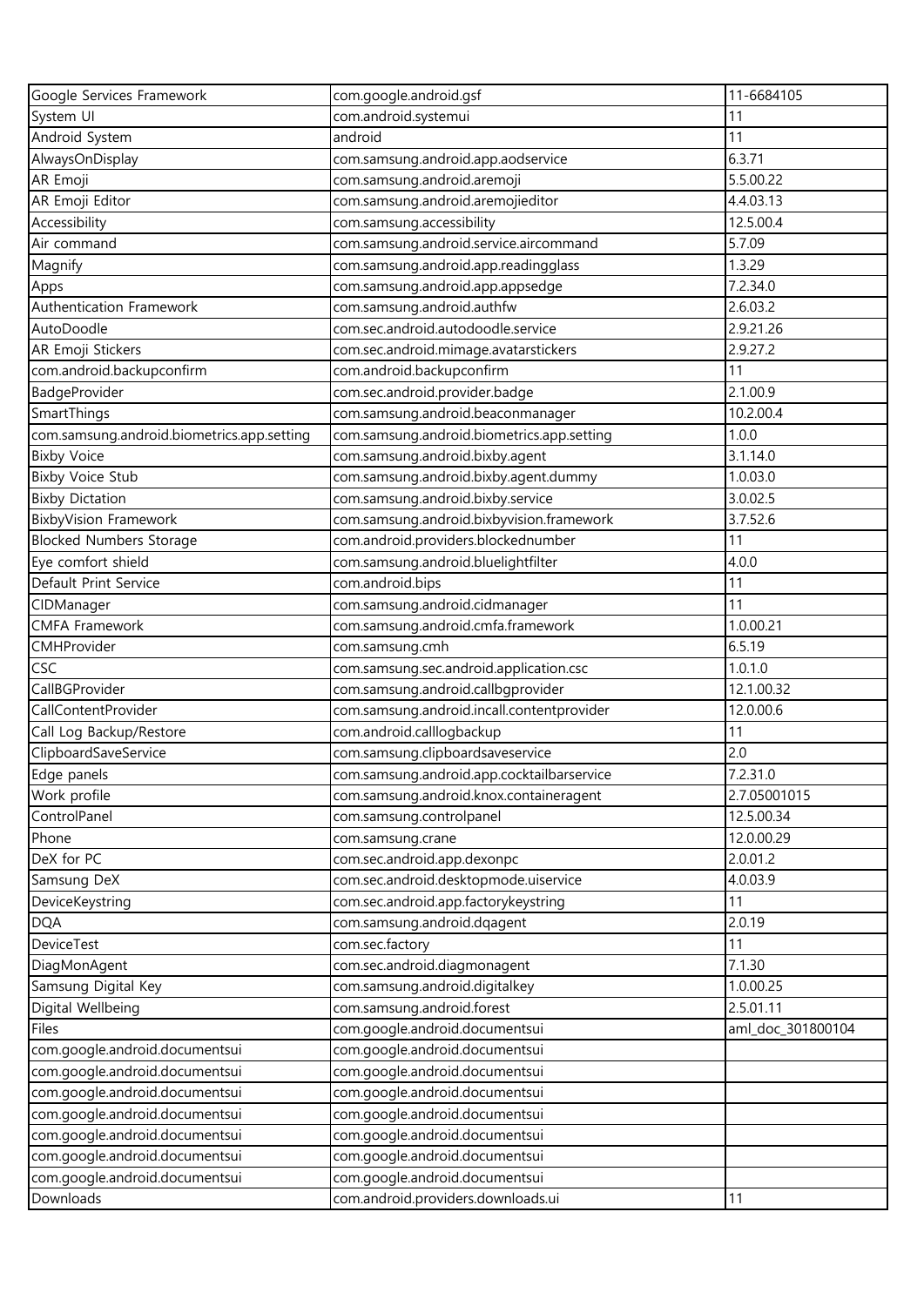| Google Services Framework | com.google.android.gsf | 11-6684105 |
|---|---|---|
| System UI | com.android.systemui | 11 |
| Android System | android | 11 |
| AlwaysOnDisplay | com.samsung.android.app.aodservice | 6.3.71 |
| AR Emoji | com.samsung.android.aremoji | 5.5.00.22 |
| AR Emoji Editor | com.samsung.android.aremojieditor | 4.4.03.13 |
| Accessibility | com.samsung.accessibility | 12.5.00.4 |
| Air command | com.samsung.android.service.aircommand | 5.7.09 |
| Magnify | com.samsung.android.app.readingglass | 1.3.29 |
| Apps | com.samsung.android.app.appsedge | 7.2.34.0 |
| Authentication Framework | com.samsung.android.authfw | 2.6.03.2 |
| AutoDoodle | com.sec.android.autodoodle.service | 2.9.21.26 |
| AR Emoji Stickers | com.sec.android.mimage.avatarstickers | 2.9.27.2 |
| com.android.backupconfirm | com.android.backupconfirm | 11 |
| BadgeProvider | com.sec.android.provider.badge | 2.1.00.9 |
| SmartThings | com.samsung.android.beaconmanager | 10.2.00.4 |
| com.samsung.android.biometrics.app.setting | com.samsung.android.biometrics.app.setting | 1.0.0 |
| Bixby Voice | com.samsung.android.bixby.agent | 3.1.14.0 |
| Bixby Voice Stub | com.samsung.android.bixby.agent.dummy | 1.0.03.0 |
| Bixby Dictation | com.samsung.android.bixby.service | 3.0.02.5 |
| BixbyVision Framework | com.samsung.android.bixbyvision.framework | 3.7.52.6 |
| Blocked Numbers Storage | com.android.providers.blockednumber | 11 |
| Eye comfort shield | com.samsung.android.bluelightfilter | 4.0.0 |
| Default Print Service | com.android.bips | 11 |
| CIDManager | com.samsung.android.cidmanager | 11 |
| CMFA Framework | com.samsung.android.cmfa.framework | 1.0.00.21 |
| CMHProvider | com.samsung.cmh | 6.5.19 |
| CSC | com.samsung.sec.android.application.csc | 1.0.1.0 |
| CallBGProvider | com.samsung.android.callbgprovider | 12.1.00.32 |
| CallContentProvider | com.samsung.android.incall.contentprovider | 12.0.00.6 |
| Call Log Backup/Restore | com.android.calllogbackup | 11 |
| ClipboardSaveService | com.samsung.clipboardsaveservice | 2.0 |
| Edge panels | com.samsung.android.app.cocktailbarservice | 7.2.31.0 |
| Work profile | com.samsung.android.knox.containeragent | 2.7.05001015 |
| ControlPanel | com.samsung.controlpanel | 12.5.00.34 |
| Phone | com.samsung.crane | 12.0.00.29 |
| DeX for PC | com.sec.android.app.dexonpc | 2.0.01.2 |
| Samsung DeX | com.sec.android.desktopmode.uiservice | 4.0.03.9 |
| DeviceKeystring | com.sec.android.app.factorykeystring | 11 |
| DQA | com.samsung.android.dqagent | 2.0.19 |
| DeviceTest | com.sec.factory | 11 |
| DiagMonAgent | com.sec.android.diagmonagent | 7.1.30 |
| Samsung Digital Key | com.samsung.android.digitalkey | 1.0.00.25 |
| Digital Wellbeing | com.samsung.android.forest | 2.5.01.11 |
| Files | com.google.android.documentsui | aml_doc_301800104 |
| com.google.android.documentsui | com.google.android.documentsui | |
| com.google.android.documentsui | com.google.android.documentsui | |
| com.google.android.documentsui | com.google.android.documentsui | |
| com.google.android.documentsui | com.google.android.documentsui | |
| com.google.android.documentsui | com.google.android.documentsui | |
| com.google.android.documentsui | com.google.android.documentsui | |
| com.google.android.documentsui | com.google.android.documentsui | |
| Downloads | com.android.providers.downloads.ui | 11 |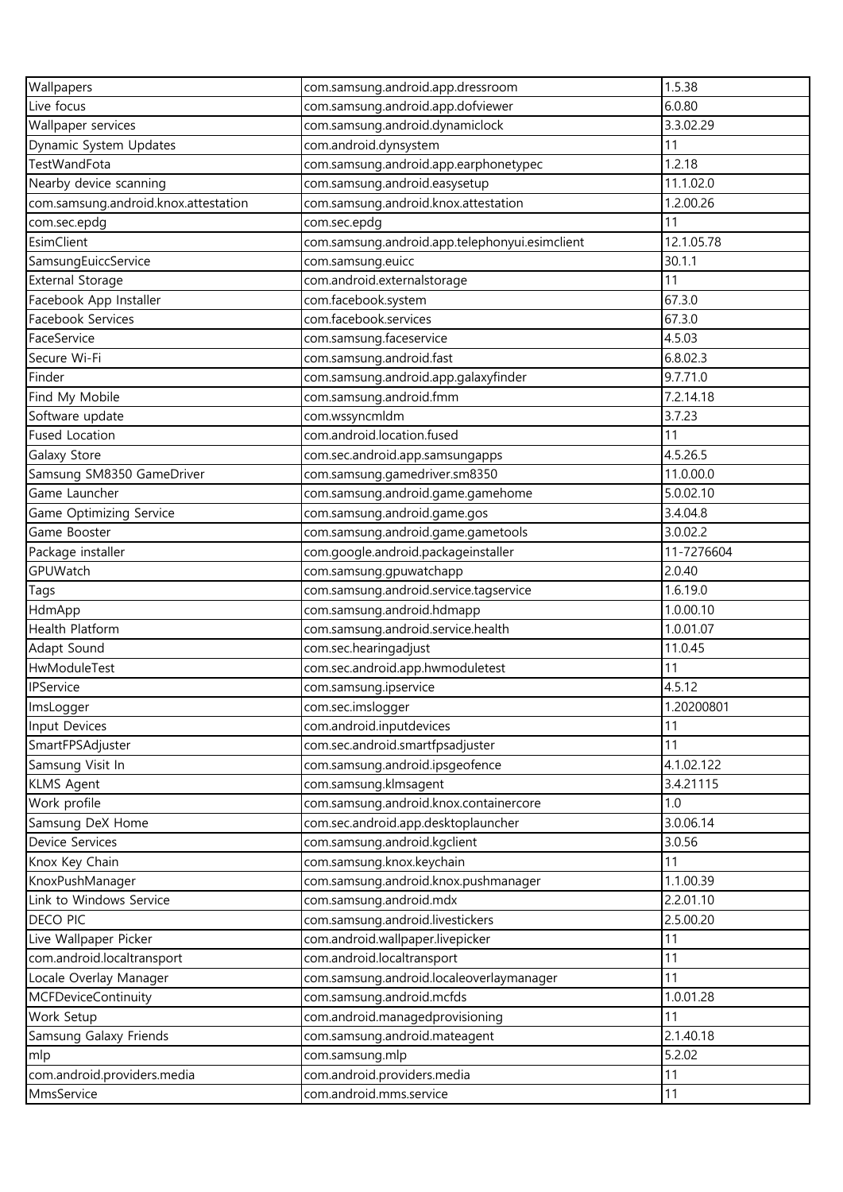| Wallpapers | com.samsung.android.app.dressroom | 1.5.38 |
|---|---|---|
| Live focus | com.samsung.android.app.dofviewer | 6.0.80 |
| Wallpaper services | com.samsung.android.dynamiclock | 3.3.02.29 |
| Dynamic System Updates | com.android.dynsystem | 11 |
| TestWandFota | com.samsung.android.app.earphonetypec | 1.2.18 |
| Nearby device scanning | com.samsung.android.easysetup | 11.1.02.0 |
| com.samsung.android.knox.attestation | com.samsung.android.knox.attestation | 1.2.00.26 |
| com.sec.epdg | com.sec.epdg | 11 |
| EsimClient | com.samsung.android.app.telephonyui.esimclient | 12.1.05.78 |
| SamsungEuiccService | com.samsung.euicc | 30.1.1 |
| External Storage | com.android.externalstorage | 11 |
| Facebook App Installer | com.facebook.system | 67.3.0 |
| Facebook Services | com.facebook.services | 67.3.0 |
| FaceService | com.samsung.faceservice | 4.5.03 |
| Secure Wi-Fi | com.samsung.android.fast | 6.8.02.3 |
| Finder | com.samsung.android.app.galaxyfinder | 9.7.71.0 |
| Find My Mobile | com.samsung.android.fmm | 7.2.14.18 |
| Software update | com.wssyncmldm | 3.7.23 |
| Fused Location | com.android.location.fused | 11 |
| Galaxy Store | com.sec.android.app.samsungapps | 4.5.26.5 |
| Samsung SM8350 GameDriver | com.samsung.gamedriver.sm8350 | 11.0.00.0 |
| Game Launcher | com.samsung.android.game.gamehome | 5.0.02.10 |
| Game Optimizing Service | com.samsung.android.game.gos | 3.4.04.8 |
| Game Booster | com.samsung.android.game.gametools | 3.0.02.2 |
| Package installer | com.google.android.packageinstaller | 11-7276604 |
| GPUWatch | com.samsung.gpuwatchapp | 2.0.40 |
| Tags | com.samsung.android.service.tagservice | 1.6.19.0 |
| HdmApp | com.samsung.android.hdmapp | 1.0.00.10 |
| Health Platform | com.samsung.android.service.health | 1.0.01.07 |
| Adapt Sound | com.sec.hearingadjust | 11.0.45 |
| HwModuleTest | com.sec.android.app.hwmoduletest | 11 |
| IPService | com.samsung.ipservice | 4.5.12 |
| ImsLogger | com.sec.imslogger | 1.20200801 |
| Input Devices | com.android.inputdevices | 11 |
| SmartFPSAdjuster | com.sec.android.smartfpsadjuster | 11 |
| Samsung Visit In | com.samsung.android.ipsgeofence | 4.1.02.122 |
| KLMS Agent | com.samsung.klmsagent | 3.4.21115 |
| Work profile | com.samsung.android.knox.containercore | 1.0 |
| Samsung DeX Home | com.sec.android.app.desktoplauncher | 3.0.06.14 |
| Device Services | com.samsung.android.kgclient | 3.0.56 |
| Knox Key Chain | com.samsung.knox.keychain | 11 |
| KnoxPushManager | com.samsung.android.knox.pushmanager | 1.1.00.39 |
| Link to Windows Service | com.samsung.android.mdx | 2.2.01.10 |
| DECO PIC | com.samsung.android.livestickers | 2.5.00.20 |
| Live Wallpaper Picker | com.android.wallpaper.livepicker | 11 |
| com.android.localtransport | com.android.localtransport | 11 |
| Locale Overlay Manager | com.samsung.android.localeoverlaymanager | 11 |
| MCFDeviceContinuity | com.samsung.android.mcfds | 1.0.01.28 |
| Work Setup | com.android.managedprovisioning | 11 |
| Samsung Galaxy Friends | com.samsung.android.mateagent | 2.1.40.18 |
| mlp | com.samsung.mlp | 5.2.02 |
| com.android.providers.media | com.android.providers.media | 11 |
| MmsService | com.android.mms.service | 11 |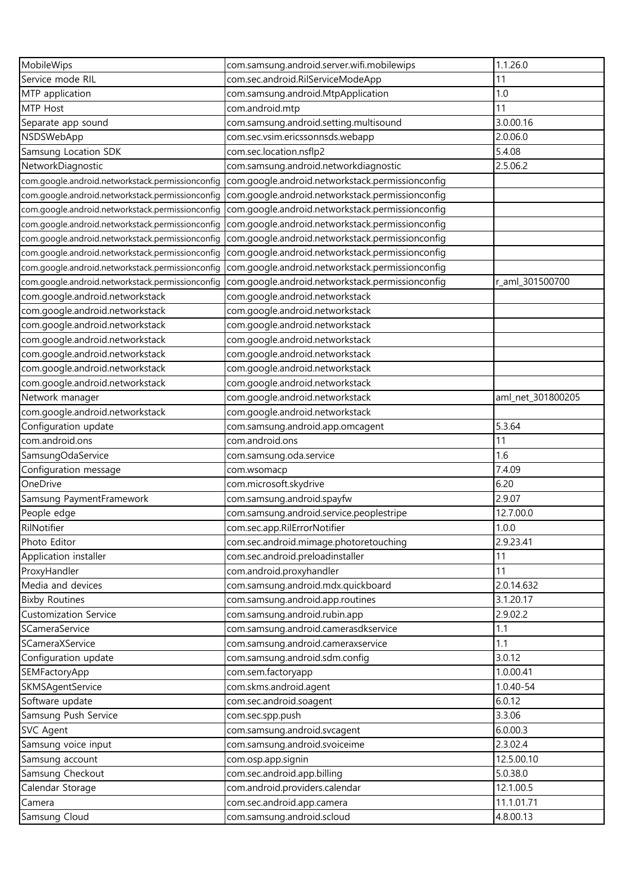| MobileWips | com.samsung.android.server.wifi.mobilewips | 1.1.26.0 |
|---|---|---|
| Service mode RIL | com.sec.android.RilServiceModeApp | 11 |
| MTP application | com.samsung.android.MtpApplication | 1.0 |
| MTP Host | com.android.mtp | 11 |
| Separate app sound | com.samsung.android.setting.multisound | 3.0.00.16 |
| NSDSWebApp | com.sec.vsim.ericssonnsds.webapp | 2.0.06.0 |
| Samsung Location SDK | com.sec.location.nsflp2 | 5.4.08 |
| NetworkDiagnostic | com.samsung.android.networkdiagnostic | 2.5.06.2 |
| com.google.android.networkstack.permissionconfig | com.google.android.networkstack.permissionconfig | |
| com.google.android.networkstack.permissionconfig | com.google.android.networkstack.permissionconfig | |
| com.google.android.networkstack.permissionconfig | com.google.android.networkstack.permissionconfig | |
| com.google.android.networkstack.permissionconfig | com.google.android.networkstack.permissionconfig | |
| com.google.android.networkstack.permissionconfig | com.google.android.networkstack.permissionconfig | |
| com.google.android.networkstack.permissionconfig | com.google.android.networkstack.permissionconfig | |
| com.google.android.networkstack.permissionconfig | com.google.android.networkstack.permissionconfig | r_aml_301500700 |
| com.google.android.networkstack | com.google.android.networkstack | |
| com.google.android.networkstack | com.google.android.networkstack | |
| com.google.android.networkstack | com.google.android.networkstack | |
| com.google.android.networkstack | com.google.android.networkstack | |
| com.google.android.networkstack | com.google.android.networkstack | |
| com.google.android.networkstack | com.google.android.networkstack | |
| com.google.android.networkstack | com.google.android.networkstack | |
| Network manager | com.google.android.networkstack | aml_net_301800205 |
| com.google.android.networkstack | com.google.android.networkstack | |
| Configuration update | com.samsung.android.app.omcagent | 5.3.64 |
| com.android.ons | com.android.ons | 11 |
| SamsungOdaService | com.samsung.oda.service | 1.6 |
| Configuration message | com.wsomacp | 7.4.09 |
| OneDrive | com.microsoft.skydrive | 6.20 |
| Samsung PaymentFramework | com.samsung.android.spayfw | 2.9.07 |
| People edge | com.samsung.android.service.peoplestripe | 12.7.00.0 |
| RilNotifier | com.sec.app.RilErrorNotifier | 1.0.0 |
| Photo Editor | com.sec.android.mimage.photoretouching | 2.9.23.41 |
| Application installer | com.sec.android.preloadinstaller | 11 |
| ProxyHandler | com.android.proxyhandler | 11 |
| Media and devices | com.samsung.android.mdx.quickboard | 2.0.14.632 |
| Bixby Routines | com.samsung.android.app.routines | 3.1.20.17 |
| Customization Service | com.samsung.android.rubin.app | 2.9.02.2 |
| SCameraService | com.samsung.android.camerasdkservice | 1.1 |
| SCameraXService | com.samsung.android.cameraxservice | 1.1 |
| Configuration update | com.samsung.android.sdm.config | 3.0.12 |
| SEMFactoryApp | com.sem.factoryapp | 1.0.00.41 |
| SKMSAgentService | com.skms.android.agent | 1.0.40-54 |
| Software update | com.sec.android.soagent | 6.0.12 |
| Samsung Push Service | com.sec.spp.push | 3.3.06 |
| SVC Agent | com.samsung.android.svcagent | 6.0.00.3 |
| Samsung voice input | com.samsung.android.svoiceime | 2.3.02.4 |
| Samsung account | com.osp.app.signin | 12.5.00.10 |
| Samsung Checkout | com.sec.android.app.billing | 5.0.38.0 |
| Calendar Storage | com.android.providers.calendar | 12.1.00.5 |
| Camera | com.sec.android.app.camera | 11.1.01.71 |
| Samsung Cloud | com.samsung.android.scloud | 4.8.00.13 |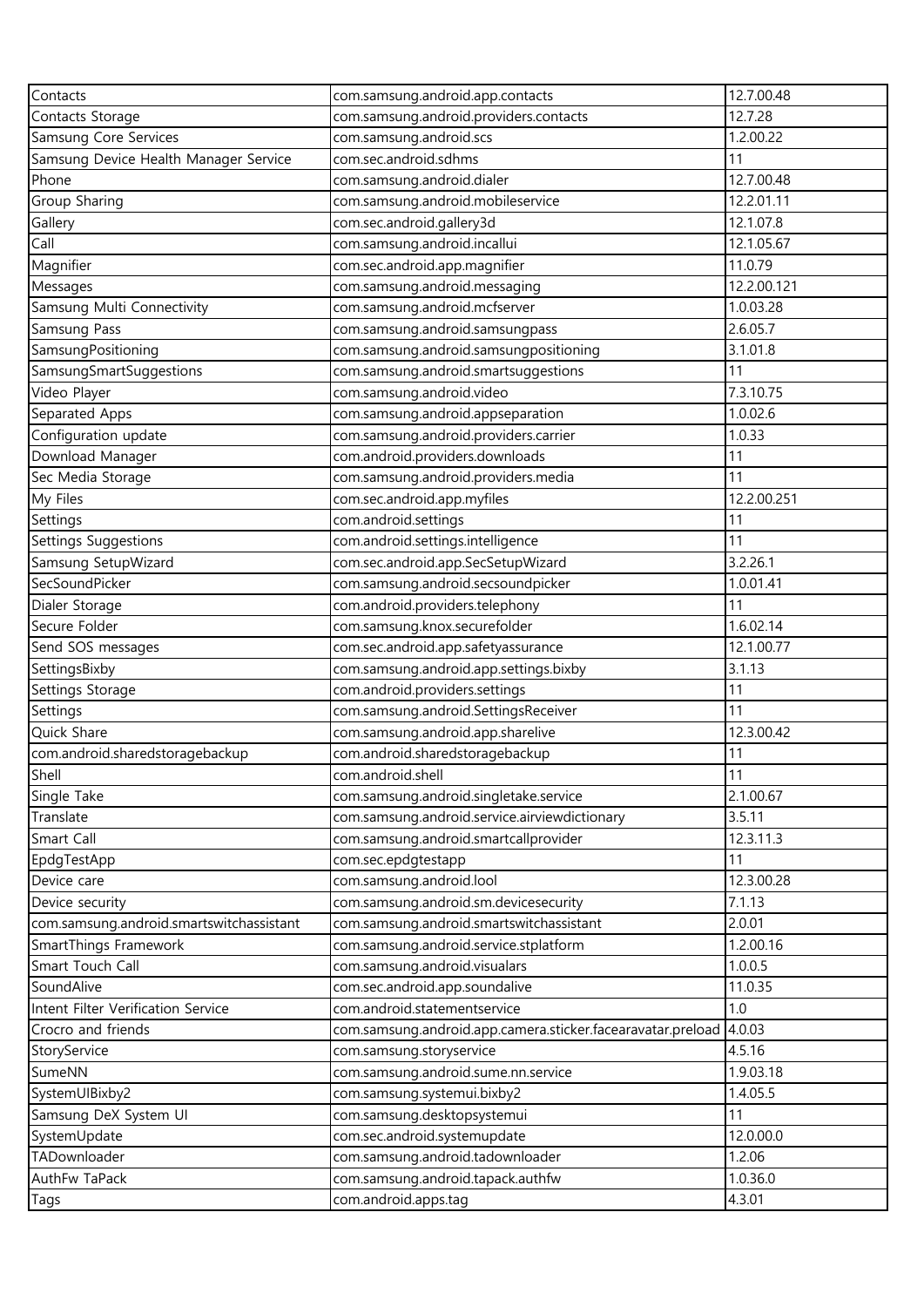| Contacts | com.samsung.android.app.contacts | 12.7.00.48 |
|---|---|---|
| Contacts Storage | com.samsung.android.providers.contacts | 12.7.28 |
| Samsung Core Services | com.samsung.android.scs | 1.2.00.22 |
| Samsung Device Health Manager Service | com.sec.android.sdhms | 11 |
| Phone | com.samsung.android.dialer | 12.7.00.48 |
| Group Sharing | com.samsung.android.mobileservice | 12.2.01.11 |
| Gallery | com.sec.android.gallery3d | 12.1.07.8 |
| Call | com.samsung.android.incallui | 12.1.05.67 |
| Magnifier | com.sec.android.app.magnifier | 11.0.79 |
| Messages | com.samsung.android.messaging | 12.2.00.121 |
| Samsung Multi Connectivity | com.samsung.android.mcfserver | 1.0.03.28 |
| Samsung Pass | com.samsung.android.samsungpass | 2.6.05.7 |
| SamsungPositioning | com.samsung.android.samsungpositioning | 3.1.01.8 |
| SamsungSmartSuggestions | com.samsung.android.smartsuggestions | 11 |
| Video Player | com.samsung.android.video | 7.3.10.75 |
| Separated Apps | com.samsung.android.appseparation | 1.0.02.6 |
| Configuration update | com.samsung.android.providers.carrier | 1.0.33 |
| Download Manager | com.android.providers.downloads | 11 |
| Sec Media Storage | com.samsung.android.providers.media | 11 |
| My Files | com.sec.android.app.myfiles | 12.2.00.251 |
| Settings | com.android.settings | 11 |
| Settings Suggestions | com.android.settings.intelligence | 11 |
| Samsung SetupWizard | com.sec.android.app.SecSetupWizard | 3.2.26.1 |
| SecSoundPicker | com.samsung.android.secsoundpicker | 1.0.01.41 |
| Dialer Storage | com.android.providers.telephony | 11 |
| Secure Folder | com.samsung.knox.securefolder | 1.6.02.14 |
| Send SOS messages | com.sec.android.app.safetyassurance | 12.1.00.77 |
| SettingsBixby | com.samsung.android.app.settings.bixby | 3.1.13 |
| Settings Storage | com.android.providers.settings | 11 |
| Settings | com.samsung.android.SettingsReceiver | 11 |
| Quick Share | com.samsung.android.app.sharelive | 12.3.00.42 |
| com.android.sharedstoragebackup | com.android.sharedstoragebackup | 11 |
| Shell | com.android.shell | 11 |
| Single Take | com.samsung.android.singletake.service | 2.1.00.67 |
| Translate | com.samsung.android.service.airviewdictionary | 3.5.11 |
| Smart Call | com.samsung.android.smartcallprovider | 12.3.11.3 |
| EpdgTestApp | com.sec.epdgtestapp | 11 |
| Device care | com.samsung.android.lool | 12.3.00.28 |
| Device security | com.samsung.android.sm.devicesecurity | 7.1.13 |
| com.samsung.android.smartswitchassistant | com.samsung.android.smartswitchassistant | 2.0.01 |
| SmartThings Framework | com.samsung.android.service.stplatform | 1.2.00.16 |
| Smart Touch Call | com.samsung.android.visualars | 1.0.0.5 |
| SoundAlive | com.sec.android.app.soundalive | 11.0.35 |
| Intent Filter Verification Service | com.android.statementservice | 1.0 |
| Crocro and friends | com.samsung.android.app.camera.sticker.facearavatar.preload | 4.0.03 |
| StoryService | com.samsung.storyservice | 4.5.16 |
| SumeNN | com.samsung.android.sume.nn.service | 1.9.03.18 |
| SystemUIBixby2 | com.samsung.systemui.bixby2 | 1.4.05.5 |
| Samsung DeX System UI | com.samsung.desktopsystemui | 11 |
| SystemUpdate | com.sec.android.systemupdate | 12.0.00.0 |
| TADownloader | com.samsung.android.tadownloader | 1.2.06 |
| AuthFw TaPack | com.samsung.android.tapack.authfw | 1.0.36.0 |
| Tags | com.android.apps.tag | 4.3.01 |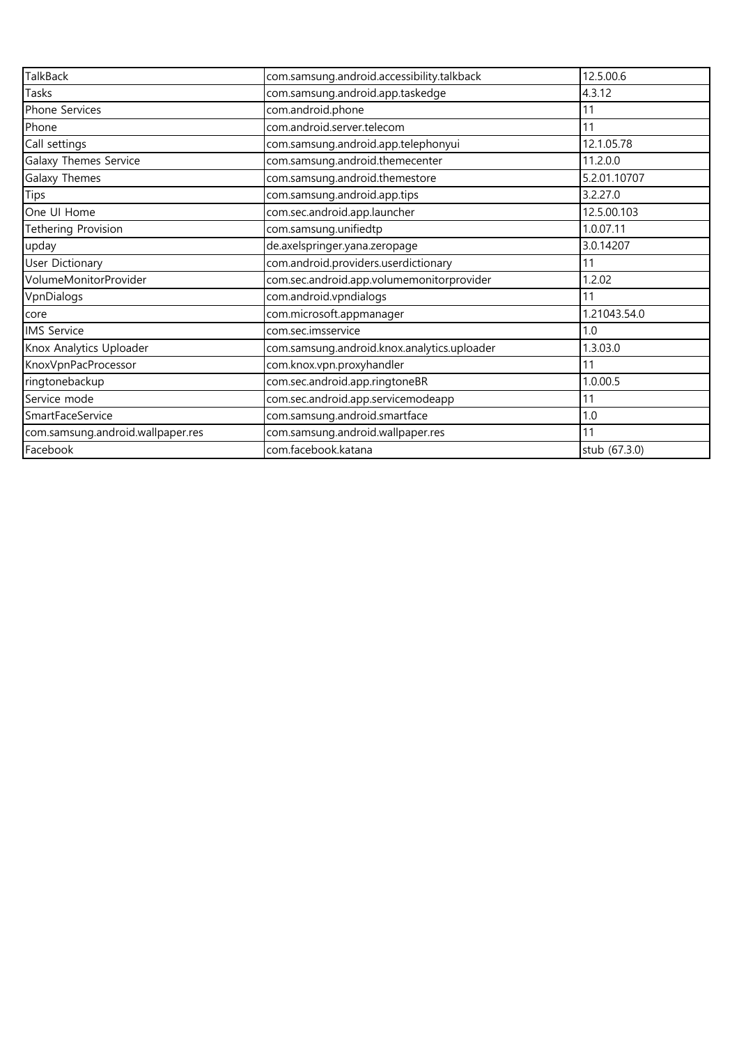| | | |
|---|---|---|
| TalkBack | com.samsung.android.accessibility.talkback | 12.5.00.6 |
| Tasks | com.samsung.android.app.taskedge | 4.3.12 |
| Phone Services | com.android.phone | 11 |
| Phone | com.android.server.telecom | 11 |
| Call settings | com.samsung.android.app.telephonyui | 12.1.05.78 |
| Galaxy Themes Service | com.samsung.android.themecenter | 11.2.0.0 |
| Galaxy Themes | com.samsung.android.themestore | 5.2.01.10707 |
| Tips | com.samsung.android.app.tips | 3.2.27.0 |
| One UI Home | com.sec.android.app.launcher | 12.5.00.103 |
| Tethering Provision | com.samsung.unifiedtp | 1.0.07.11 |
| upday | de.axelspringer.yana.zeropage | 3.0.14207 |
| User Dictionary | com.android.providers.userdictionary | 11 |
| VolumeMonitorProvider | com.sec.android.app.volumemonitorprovider | 1.2.02 |
| VpnDialogs | com.android.vpndialogs | 11 |
| core | com.microsoft.appmanager | 1.21043.54.0 |
| IMS Service | com.sec.imsservice | 1.0 |
| Knox Analytics Uploader | com.samsung.android.knox.analytics.uploader | 1.3.03.0 |
| KnoxVpnPacProcessor | com.knox.vpn.proxyhandler | 11 |
| ringtonebackup | com.sec.android.app.ringtoneBR | 1.0.00.5 |
| Service mode | com.sec.android.app.servicemodeapp | 11 |
| SmartFaceService | com.samsung.android.smartface | 1.0 |
| com.samsung.android.wallpaper.res | com.samsung.android.wallpaper.res | 11 |
| Facebook | com.facebook.katana | stub (67.3.0) |